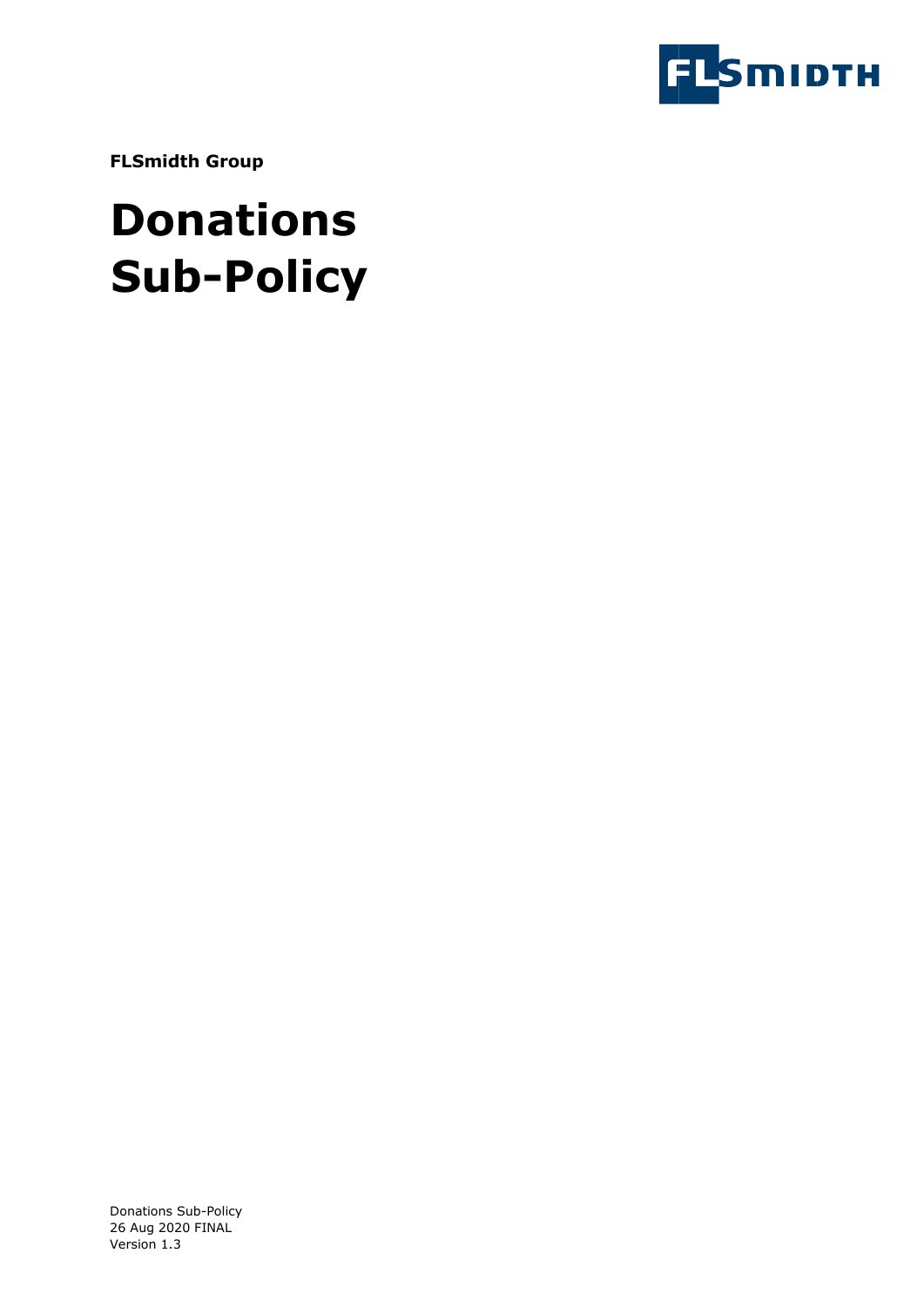**FLSmidth Group**

# Donations Sub-Policy

Donations Sub-Policy
26 Aug 2020 FINAL
Version 1.3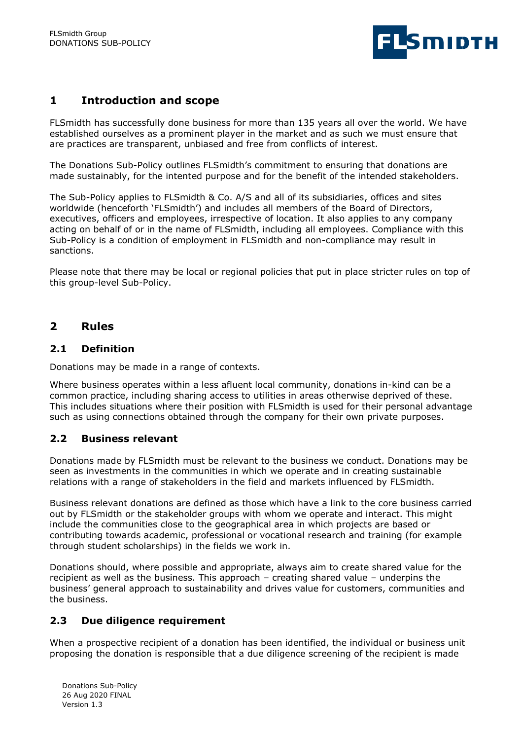## 1 Introduction and scope

FLSmidth has successfully done business for more than 135 years all over the world. We have established ourselves as a prominent player in the market and as such we must ensure that are practices are transparent, unbiased and free from conflicts of interest.

The Donations Sub-Policy outlines FLSmidth's commitment to ensuring that donations are made sustainably, for the intented purpose and for the benefit of the intended stakeholders.

The Sub-Policy applies to FLSmidth & Co. A/S and all of its subsidiaries, offices and sites worldwide (henceforth 'FLSmidth') and includes all members of the Board of Directors, executives, officers and employees, irrespective of location. It also applies to any company acting on behalf of or in the name of FLSmidth, including all employees. Compliance with this Sub-Policy is a condition of employment in FLSmidth and non-compliance may result in sanctions.

Please note that there may be local or regional policies that put in place stricter rules on top of this group-level Sub-Policy.

## 2 Rules

### 2.1 Definition

Donations may be made in a range of contexts.

Where business operates within a less afluent local community, donations in-kind can be a common practice, including sharing access to utilities in areas otherwise deprived of these. This includes situations where their position with FLSmidth is used for their personal advantage such as using connections obtained through the company for their own private purposes.

### 2.2 Business relevant

Donations made by FLSmidth must be relevant to the business we conduct. Donations may be seen as investments in the communities in which we operate and in creating sustainable relations with a range of stakeholders in the field and markets influenced by FLSmidth.

Business relevant donations are defined as those which have a link to the core business carried out by FLSmidth or the stakeholder groups with whom we operate and interact. This might include the communities close to the geographical area in which projects are based or contributing towards academic, professional or vocational research and training (for example through student scholarships) in the fields we work in.

Donations should, where possible and appropriate, always aim to create shared value for the recipient as well as the business. This approach – creating shared value – underpins the business' general approach to sustainability and drives value for customers, communities and the business.

### 2.3 Due diligence requirement

When a prospective recipient of a donation has been identified, the individual or business unit proposing the donation is responsible that a due diligence screening of the recipient is made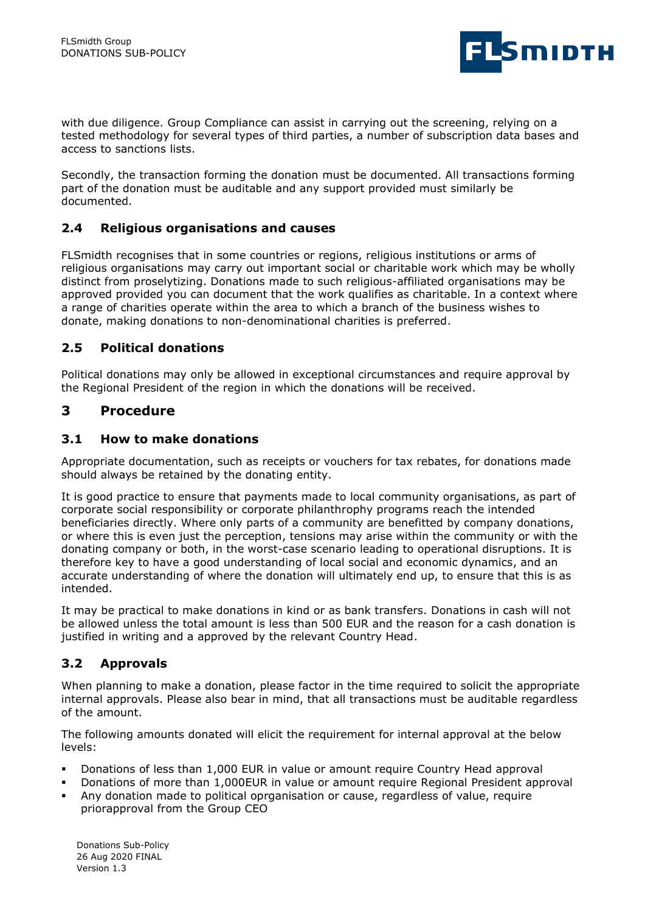with due diligence. Group Compliance can assist in carrying out the screening, relying on a tested methodology for several types of third parties, a number of subscription data bases and access to sanctions lists.

Secondly, the transaction forming the donation must be documented. All transactions forming part of the donation must be auditable and any support provided must similarly be documented.

### 2.4 Religious organisations and causes

FLSmidth recognises that in some countries or regions, religious institutions or arms of religious organisations may carry out important social or charitable work which may be wholly distinct from proselytizing. Donations made to such religious-affiliated organisations may be approved provided you can document that the work qualifies as charitable. In a context where a range of charities operate within the area to which a branch of the business wishes to donate, making donations to non-denominational charities is preferred.

### 2.5 Political donations

Political donations may only be allowed in exceptional circumstances and require approval by the Regional President of the region in which the donations will be received.

## 3 Procedure

### 3.1 How to make donations

Appropriate documentation, such as receipts or vouchers for tax rebates, for donations made should always be retained by the donating entity.

It is good practice to ensure that payments made to local community organisations, as part of corporate social responsibility or corporate philanthropy programs reach the intended beneficiaries directly. Where only parts of a community are benefitted by company donations, or where this is even just the perception, tensions may arise within the community or with the donating company or both, in the worst-case scenario leading to operational disruptions. It is therefore key to have a good understanding of local social and economic dynamics, and an accurate understanding of where the donation will ultimately end up, to ensure that this is as intended.

It may be practical to make donations in kind or as bank transfers. Donations in cash will not be allowed unless the total amount is less than 500 EUR and the reason for a cash donation is justified in writing and a approved by the relevant Country Head.

### 3.2 Approvals

When planning to make a donation, please factor in the time required to solicit the appropriate internal approvals. Please also bear in mind, that all transactions must be auditable regardless of the amount.

The following amounts donated will elicit the requirement for internal approval at the below levels:

- Donations of less than 1,000 EUR in value or amount require Country Head approval
- Donations of more than 1,000EUR in value or amount require Regional President approval
- Any donation made to political oprganisation or cause, regardless of value, require priorapproval from the Group CEO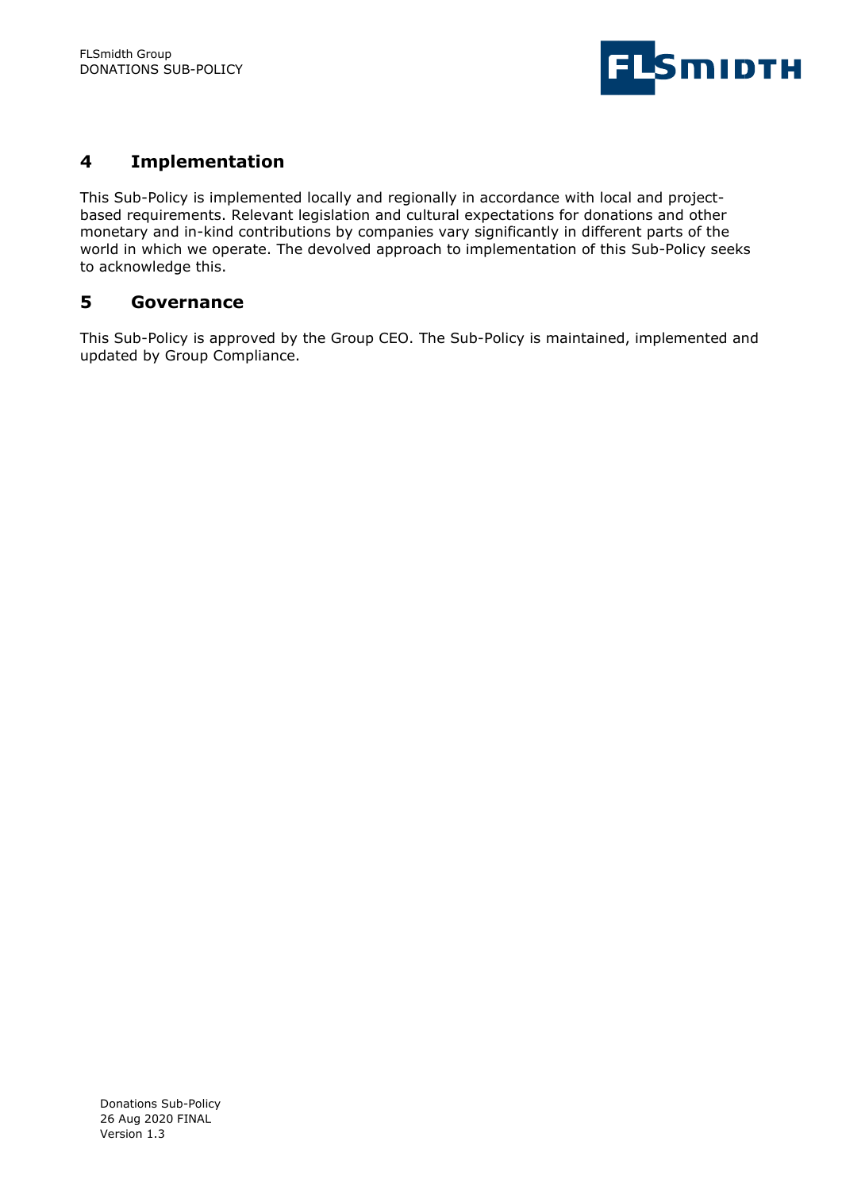## 4 Implementation

This Sub-Policy is implemented locally and regionally in accordance with local and project-based requirements. Relevant legislation and cultural expectations for donations and other monetary and in-kind contributions by companies vary significantly in different parts of the world in which we operate. The devolved approach to implementation of this Sub-Policy seeks to acknowledge this.

## 5 Governance

This Sub-Policy is approved by the Group CEO. The Sub-Policy is maintained, implemented and updated by Group Compliance.